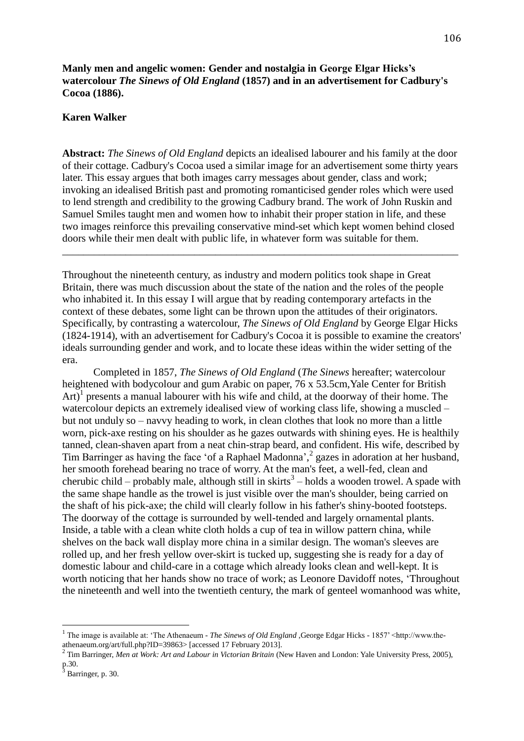**Manly men and angelic women: Gender and nostalgia in George Elgar Hicks's watercolour *The Sinews of Old England* (1857) and in an advertisement for Cadbury's Cocoa (1886).**

**Karen Walker**

**Abstract:** *The Sinews of Old England* depicts an idealised labourer and his family at the door of their cottage. Cadbury's Cocoa used a similar image for an advertisement some thirty years later. This essay argues that both images carry messages about gender, class and work; invoking an idealised British past and promoting romanticised gender roles which were used to lend strength and credibility to the growing Cadbury brand. The work of John Ruskin and Samuel Smiles taught men and women how to inhabit their proper station in life, and these two images reinforce this prevailing conservative mind-set which kept women behind closed doors while their men dealt with public life, in whatever form was suitable for them.

---

Throughout the nineteenth century, as industry and modern politics took shape in Great Britain, there was much discussion about the state of the nation and the roles of the people who inhabited it. In this essay I will argue that by reading contemporary artefacts in the context of these debates, some light can be thrown upon the attitudes of their originators. Specifically, by contrasting a watercolour, *The Sinews of Old England* by George Elgar Hicks (1824-1914), with an advertisement for Cadbury's Cocoa it is possible to examine the creators' ideals surrounding gender and work, and to locate these ideas within the wider setting of the era.

Completed in 1857, *The Sinews of Old England* (*The Sinews* hereafter; watercolour heightened with bodycolour and gum Arabic on paper, 76 x 53.5cm,Yale Center for British Art)[1] presents a manual labourer with his wife and child, at the doorway of their home. The watercolour depicts an extremely idealised view of working class life, showing a muscled – but not unduly so – navvy heading to work, in clean clothes that look no more than a little worn, pick-axe resting on his shoulder as he gazes outwards with shining eyes. He is healthily tanned, clean-shaven apart from a neat chin-strap beard, and confident. His wife, described by Tim Barringer as having the face 'of a Raphael Madonna',[2] gazes in adoration at her husband, her smooth forehead bearing no trace of worry. At the man's feet, a well-fed, clean and cherubic child – probably male, although still in skirts[3] – holds a wooden trowel. A spade with the same shape handle as the trowel is just visible over the man's shoulder, being carried on the shaft of his pick-axe; the child will clearly follow in his father's shiny-booted footsteps. The doorway of the cottage is surrounded by well-tended and largely ornamental plants. Inside, a table with a clean white cloth holds a cup of tea in willow pattern china, while shelves on the back wall display more china in a similar design. The woman's sleeves are rolled up, and her fresh yellow over-skirt is tucked up, suggesting she is ready for a day of domestic labour and child-care in a cottage which already looks clean and well-kept. It is worth noticing that her hands show no trace of work; as Leonore Davidoff notes, 'Throughout the nineteenth and well into the twentieth century, the mark of genteel womanhood was white,

---

[1] The image is available at: 'The Athenaeum - *The Sinews of Old England* ,George Edgar Hicks - 1857' <http://www.the-athenaeum.org/art/full.php?ID=39863> [accessed 17 February 2013].

[2] Tim Barringer, *Men at Work: Art and Labour in Victorian Britain* (New Haven and London: Yale University Press, 2005), p.30.

[3] Barringer, p. 30.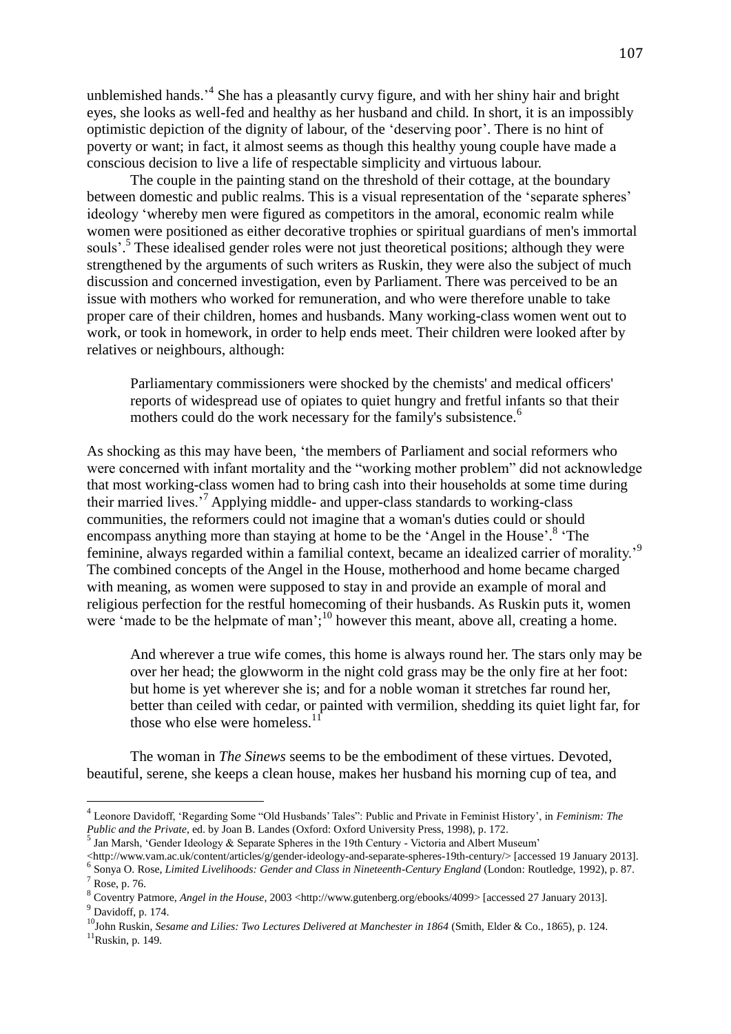unblemished hands.'[4] She has a pleasantly curvy figure, and with her shiny hair and bright eyes, she looks as well-fed and healthy as her husband and child. In short, it is an impossibly optimistic depiction of the dignity of labour, of the 'deserving poor'. There is no hint of poverty or want; in fact, it almost seems as though this healthy young couple have made a conscious decision to live a life of respectable simplicity and virtuous labour.

The couple in the painting stand on the threshold of their cottage, at the boundary between domestic and public realms. This is a visual representation of the 'separate spheres' ideology 'whereby men were figured as competitors in the amoral, economic realm while women were positioned as either decorative trophies or spiritual guardians of men's immortal souls'.[5] These idealised gender roles were not just theoretical positions; although they were strengthened by the arguments of such writers as Ruskin, they were also the subject of much discussion and concerned investigation, even by Parliament. There was perceived to be an issue with mothers who worked for remuneration, and who were therefore unable to take proper care of their children, homes and husbands. Many working-class women went out to work, or took in homework, in order to help ends meet. Their children were looked after by relatives or neighbours, although:

> Parliamentary commissioners were shocked by the chemists' and medical officers' reports of widespread use of opiates to quiet hungry and fretful infants so that their mothers could do the work necessary for the family's subsistence.[6]

As shocking as this may have been, 'the members of Parliament and social reformers who were concerned with infant mortality and the "working mother problem" did not acknowledge that most working-class women had to bring cash into their households at some time during their married lives.'[7] Applying middle- and upper-class standards to working-class communities, the reformers could not imagine that a woman's duties could or should encompass anything more than staying at home to be the 'Angel in the House'.[8] 'The feminine, always regarded within a familial context, became an idealized carrier of morality.'[9] The combined concepts of the Angel in the House, motherhood and home became charged with meaning, as women were supposed to stay in and provide an example of moral and religious perfection for the restful homecoming of their husbands. As Ruskin puts it, women were 'made to be the helpmate of man';[10] however this meant, above all, creating a home.

> And wherever a true wife comes, this home is always round her. The stars only may be over her head; the glowworm in the night cold grass may be the only fire at her foot: but home is yet wherever she is; and for a noble woman it stretches far round her, better than ceiled with cedar, or painted with vermilion, shedding its quiet light far, for those who else were homeless.[11]

The woman in *The Sinews* seems to be the embodiment of these virtues. Devoted, beautiful, serene, she keeps a clean house, makes her husband his morning cup of tea, and

---

[4] Leonore Davidoff, 'Regarding Some "Old Husbands' Tales": Public and Private in Feminist History', in *Feminism: The Public and the Private*, ed. by Joan B. Landes (Oxford: Oxford University Press, 1998), p. 172.

[5] Jan Marsh, 'Gender Ideology & Separate Spheres in the 19th Century - Victoria and Albert Museum' <http://www.vam.ac.uk/content/articles/g/gender-ideology-and-separate-spheres-19th-century/> [accessed 19 January 2013].

[6] Sonya O. Rose, *Limited Livelihoods: Gender and Class in Nineteenth-Century England* (London: Routledge, 1992), p. 87.

[7] Rose, p. 76.

[8] Coventry Patmore, *Angel in the House*, 2003 <http://www.gutenberg.org/ebooks/4099> [accessed 27 January 2013].

[9] Davidoff, p. 174.

[10] John Ruskin, *Sesame and Lilies: Two Lectures Delivered at Manchester in 1864* (Smith, Elder & Co., 1865), p. 124.

[11] Ruskin, p. 149.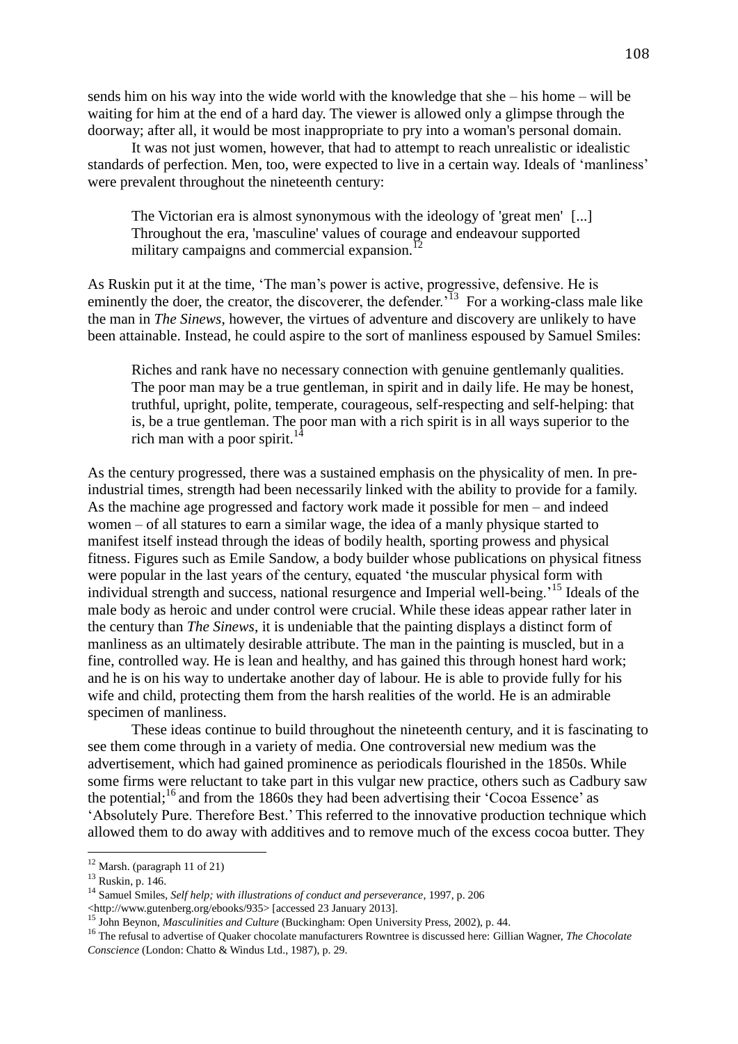sends him on his way into the wide world with the knowledge that she – his home – will be waiting for him at the end of a hard day. The viewer is allowed only a glimpse through the doorway; after all, it would be most inappropriate to pry into a woman's personal domain.

It was not just women, however, that had to attempt to reach unrealistic or idealistic standards of perfection. Men, too, were expected to live in a certain way. Ideals of 'manliness' were prevalent throughout the nineteenth century:

> The Victorian era is almost synonymous with the ideology of 'great men' [...] Throughout the era, 'masculine' values of courage and endeavour supported military campaigns and commercial expansion.[12]

As Ruskin put it at the time, 'The man's power is active, progressive, defensive. He is eminently the doer, the creator, the discoverer, the defender.'[13] For a working-class male like the man in *The Sinews*, however, the virtues of adventure and discovery are unlikely to have been attainable. Instead, he could aspire to the sort of manliness espoused by Samuel Smiles:

> Riches and rank have no necessary connection with genuine gentlemanly qualities. The poor man may be a true gentleman, in spirit and in daily life. He may be honest, truthful, upright, polite, temperate, courageous, self-respecting and self-helping: that is, be a true gentleman. The poor man with a rich spirit is in all ways superior to the rich man with a poor spirit.[14]

As the century progressed, there was a sustained emphasis on the physicality of men. In pre-industrial times, strength had been necessarily linked with the ability to provide for a family. As the machine age progressed and factory work made it possible for men – and indeed women – of all statures to earn a similar wage, the idea of a manly physique started to manifest itself instead through the ideas of bodily health, sporting prowess and physical fitness. Figures such as Emile Sandow, a body builder whose publications on physical fitness were popular in the last years of the century, equated 'the muscular physical form with individual strength and success, national resurgence and Imperial well-being.'[15] Ideals of the male body as heroic and under control were crucial. While these ideas appear rather later in the century than *The Sinews*, it is undeniable that the painting displays a distinct form of manliness as an ultimately desirable attribute. The man in the painting is muscled, but in a fine, controlled way. He is lean and healthy, and has gained this through honest hard work; and he is on his way to undertake another day of labour. He is able to provide fully for his wife and child, protecting them from the harsh realities of the world. He is an admirable specimen of manliness.

These ideas continue to build throughout the nineteenth century, and it is fascinating to see them come through in a variety of media. One controversial new medium was the advertisement, which had gained prominence as periodicals flourished in the 1850s. While some firms were reluctant to take part in this vulgar new practice, others such as Cadbury saw the potential;[16] and from the 1860s they had been advertising their 'Cocoa Essence' as 'Absolutely Pure. Therefore Best.' This referred to the innovative production technique which allowed them to do away with additives and to remove much of the excess cocoa butter. They

---

[12] Marsh. (paragraph 11 of 21)

[13] Ruskin, p. 146.

[14] Samuel Smiles, *Self help; with illustrations of conduct and perseverance*, 1997, p. 206 <http://www.gutenberg.org/ebooks/935> [accessed 23 January 2013].

[15] John Beynon, *Masculinities and Culture* (Buckingham: Open University Press, 2002), p. 44.

[16] The refusal to advertise of Quaker chocolate manufacturers Rowntree is discussed here: Gillian Wagner, *The Chocolate Conscience* (London: Chatto & Windus Ltd., 1987), p. 29.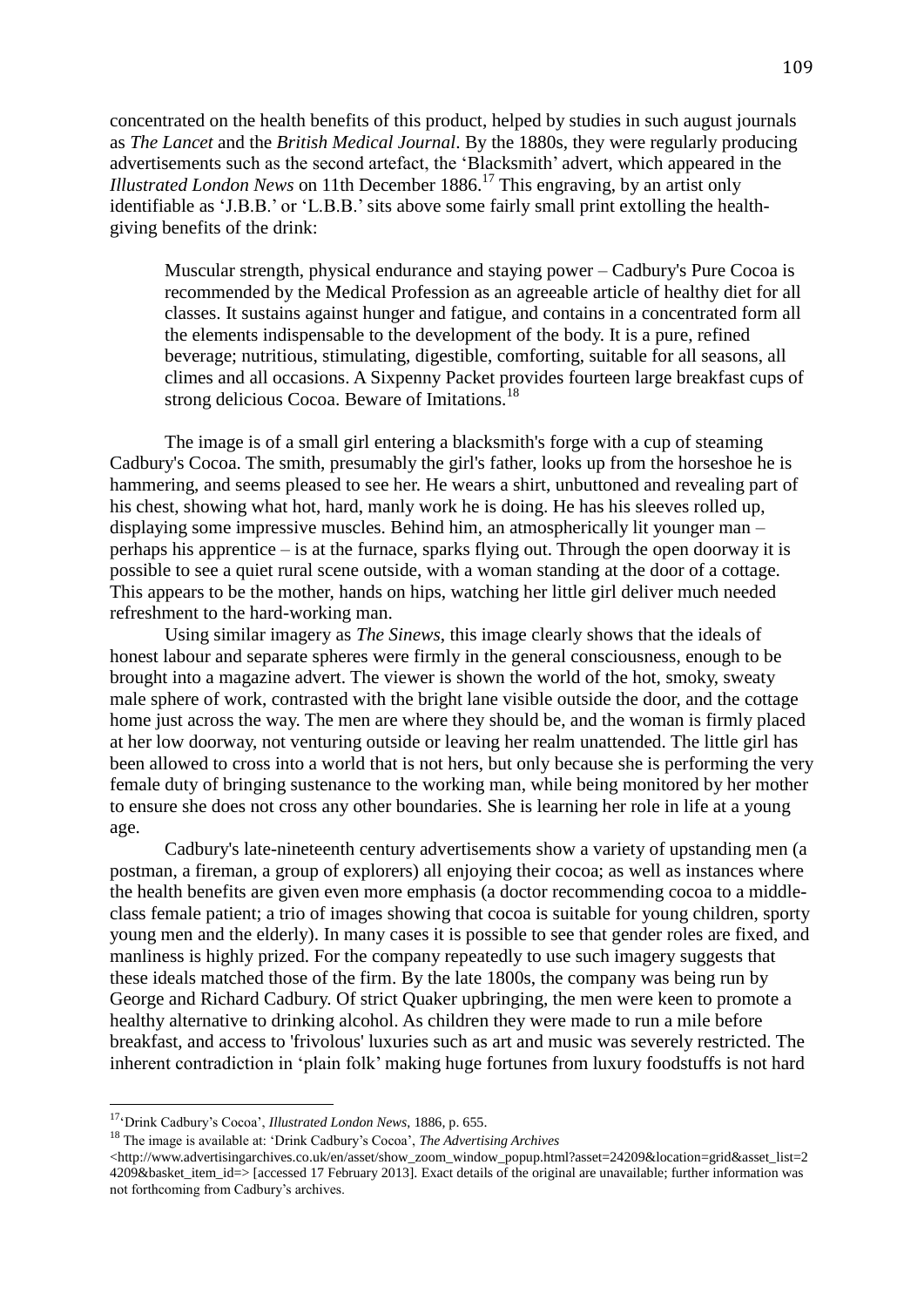concentrated on the health benefits of this product, helped by studies in such august journals as *The Lancet* and the *British Medical Journal*. By the 1880s, they were regularly producing advertisements such as the second artefact, the 'Blacksmith' advert, which appeared in the *Illustrated London News* on 11th December 1886.[17] This engraving, by an artist only identifiable as 'J.B.B.' or 'L.B.B.' sits above some fairly small print extolling the health-giving benefits of the drink:

> Muscular strength, physical endurance and staying power – Cadbury's Pure Cocoa is recommended by the Medical Profession as an agreeable article of healthy diet for all classes. It sustains against hunger and fatigue, and contains in a concentrated form all the elements indispensable to the development of the body. It is a pure, refined beverage; nutritious, stimulating, digestible, comforting, suitable for all seasons, all climes and all occasions. A Sixpenny Packet provides fourteen large breakfast cups of strong delicious Cocoa. Beware of Imitations.[18]

The image is of a small girl entering a blacksmith's forge with a cup of steaming Cadbury's Cocoa. The smith, presumably the girl's father, looks up from the horseshoe he is hammering, and seems pleased to see her. He wears a shirt, unbuttoned and revealing part of his chest, showing what hot, hard, manly work he is doing. He has his sleeves rolled up, displaying some impressive muscles. Behind him, an atmospherically lit younger man – perhaps his apprentice – is at the furnace, sparks flying out. Through the open doorway it is possible to see a quiet rural scene outside, with a woman standing at the door of a cottage. This appears to be the mother, hands on hips, watching her little girl deliver much needed refreshment to the hard-working man.

Using similar imagery as *The Sinews*, this image clearly shows that the ideals of honest labour and separate spheres were firmly in the general consciousness, enough to be brought into a magazine advert. The viewer is shown the world of the hot, smoky, sweaty male sphere of work, contrasted with the bright lane visible outside the door, and the cottage home just across the way. The men are where they should be, and the woman is firmly placed at her low doorway, not venturing outside or leaving her realm unattended. The little girl has been allowed to cross into a world that is not hers, but only because she is performing the very female duty of bringing sustenance to the working man, while being monitored by her mother to ensure she does not cross any other boundaries. She is learning her role in life at a young age.

Cadbury's late-nineteenth century advertisements show a variety of upstanding men (a postman, a fireman, a group of explorers) all enjoying their cocoa; as well as instances where the health benefits are given even more emphasis (a doctor recommending cocoa to a middle-class female patient; a trio of images showing that cocoa is suitable for young children, sporty young men and the elderly). In many cases it is possible to see that gender roles are fixed, and manliness is highly prized. For the company repeatedly to use such imagery suggests that these ideals matched those of the firm. By the late 1800s, the company was being run by George and Richard Cadbury. Of strict Quaker upbringing, the men were keen to promote a healthy alternative to drinking alcohol. As children they were made to run a mile before breakfast, and access to 'frivolous' luxuries such as art and music was severely restricted. The inherent contradiction in 'plain folk' making huge fortunes from luxury foodstuffs is not hard

---

[17] 'Drink Cadbury's Cocoa', *Illustrated London News*, 1886, p. 655.

[18] The image is available at: 'Drink Cadbury's Cocoa', *The Advertising Archives* <http://www.advertisingarchives.co.uk/en/asset/show_zoom_window_popup.html?asset=24209&location=grid&asset_list=24209&basket_item_id=> [accessed 17 February 2013]. Exact details of the original are unavailable; further information was not forthcoming from Cadbury's archives.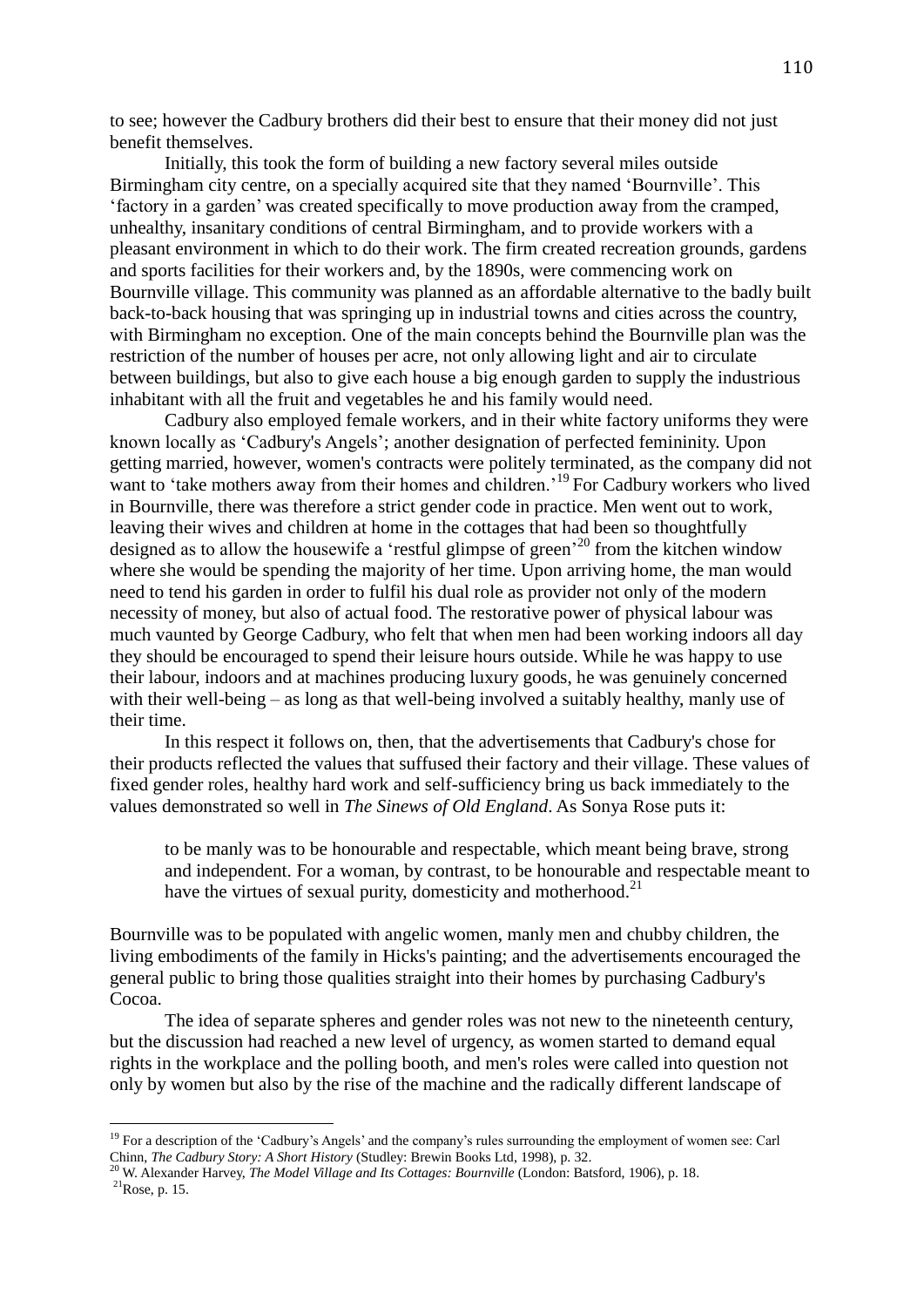to see; however the Cadbury brothers did their best to ensure that their money did not just benefit themselves.

Initially, this took the form of building a new factory several miles outside Birmingham city centre, on a specially acquired site that they named 'Bournville'. This 'factory in a garden' was created specifically to move production away from the cramped, unhealthy, insanitary conditions of central Birmingham, and to provide workers with a pleasant environment in which to do their work. The firm created recreation grounds, gardens and sports facilities for their workers and, by the 1890s, were commencing work on Bournville village. This community was planned as an affordable alternative to the badly built back-to-back housing that was springing up in industrial towns and cities across the country, with Birmingham no exception. One of the main concepts behind the Bournville plan was the restriction of the number of houses per acre, not only allowing light and air to circulate between buildings, but also to give each house a big enough garden to supply the industrious inhabitant with all the fruit and vegetables he and his family would need.

Cadbury also employed female workers, and in their white factory uniforms they were known locally as 'Cadbury's Angels'; another designation of perfected femininity. Upon getting married, however, women's contracts were politely terminated, as the company did not want to 'take mothers away from their homes and children.'[19] For Cadbury workers who lived in Bournville, there was therefore a strict gender code in practice. Men went out to work, leaving their wives and children at home in the cottages that had been so thoughtfully designed as to allow the housewife a 'restful glimpse of green'[20] from the kitchen window where she would be spending the majority of her time. Upon arriving home, the man would need to tend his garden in order to fulfil his dual role as provider not only of the modern necessity of money, but also of actual food. The restorative power of physical labour was much vaunted by George Cadbury, who felt that when men had been working indoors all day they should be encouraged to spend their leisure hours outside. While he was happy to use their labour, indoors and at machines producing luxury goods, he was genuinely concerned with their well-being – as long as that well-being involved a suitably healthy, manly use of their time.

In this respect it follows on, then, that the advertisements that Cadbury's chose for their products reflected the values that suffused their factory and their village. These values of fixed gender roles, healthy hard work and self-sufficiency bring us back immediately to the values demonstrated so well in *The Sinews of Old England*. As Sonya Rose puts it:

> to be manly was to be honourable and respectable, which meant being brave, strong and independent. For a woman, by contrast, to be honourable and respectable meant to have the virtues of sexual purity, domesticity and motherhood.[21]

Bournville was to be populated with angelic women, manly men and chubby children, the living embodiments of the family in Hicks's painting; and the advertisements encouraged the general public to bring those qualities straight into their homes by purchasing Cadbury's Cocoa.

The idea of separate spheres and gender roles was not new to the nineteenth century, but the discussion had reached a new level of urgency, as women started to demand equal rights in the workplace and the polling booth, and men's roles were called into question not only by women but also by the rise of the machine and the radically different landscape of

---

[19] For a description of the 'Cadbury's Angels' and the company's rules surrounding the employment of women see: Carl Chinn, *The Cadbury Story: A Short History* (Studley: Brewin Books Ltd, 1998), p. 32.

[20] W. Alexander Harvey, *The Model Village and Its Cottages: Bournville* (London: Batsford, 1906), p. 18.

[21] Rose, p. 15.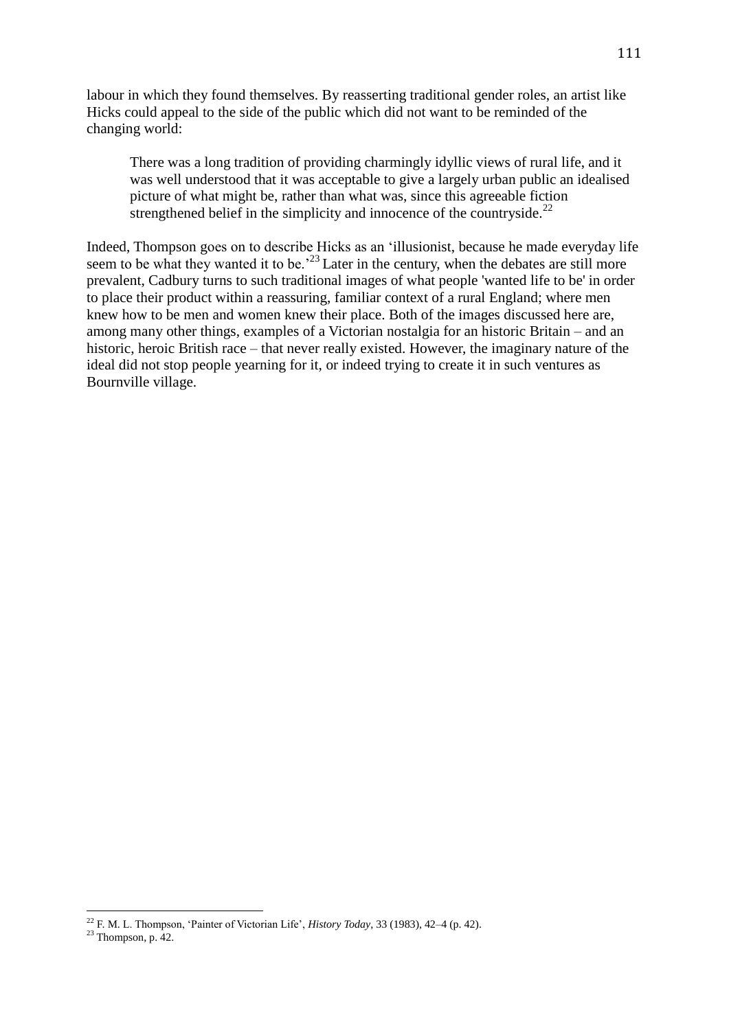labour in which they found themselves. By reasserting traditional gender roles, an artist like Hicks could appeal to the side of the public which did not want to be reminded of the changing world:

> There was a long tradition of providing charmingly idyllic views of rural life, and it was well understood that it was acceptable to give a largely urban public an idealised picture of what might be, rather than what was, since this agreeable fiction strengthened belief in the simplicity and innocence of the countryside.[22]

Indeed, Thompson goes on to describe Hicks as an 'illusionist, because he made everyday life seem to be what they wanted it to be.'[23] Later in the century, when the debates are still more prevalent, Cadbury turns to such traditional images of what people 'wanted life to be' in order to place their product within a reassuring, familiar context of a rural England; where men knew how to be men and women knew their place. Both of the images discussed here are, among many other things, examples of a Victorian nostalgia for an historic Britain – and an historic, heroic British race – that never really existed. However, the imaginary nature of the ideal did not stop people yearning for it, or indeed trying to create it in such ventures as Bournville village.

---

[22] F. M. L. Thompson, 'Painter of Victorian Life', *History Today*, 33 (1983), 42–4 (p. 42).

[23] Thompson, p. 42.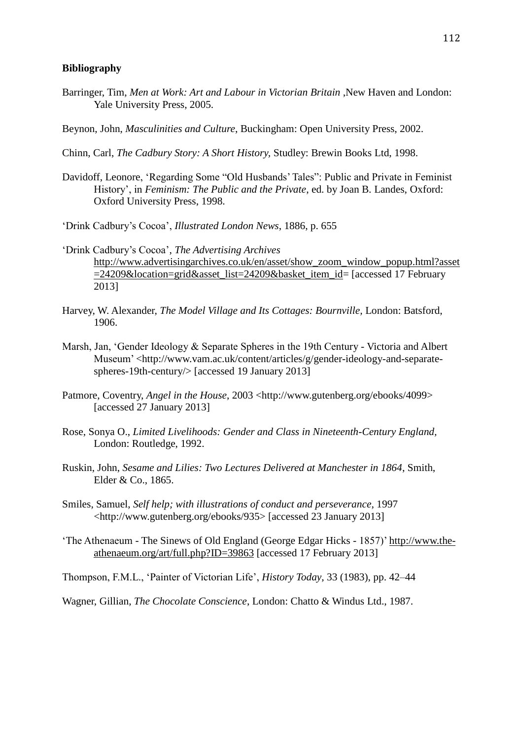**Bibliography**

Barringer, Tim, *Men at Work: Art and Labour in Victorian Britain* ,New Haven and London: Yale University Press, 2005.

Beynon, John, *Masculinities and Culture*, Buckingham: Open University Press, 2002.

Chinn, Carl, *The Cadbury Story: A Short History,* Studley: Brewin Books Ltd, 1998.

Davidoff, Leonore, 'Regarding Some "Old Husbands' Tales": Public and Private in Feminist History', in *Feminism: The Public and the Private*, ed. by Joan B. Landes, Oxford: Oxford University Press, 1998.

'Drink Cadbury's Cocoa', *Illustrated London News*, 1886, p. 655

'Drink Cadbury's Cocoa', *The Advertising Archives* http://www.advertisingarchives.co.uk/en/asset/show_zoom_window_popup.html?asset=24209&location=grid&asset_list=24209&basket_item_id= [accessed 17 February 2013]

Harvey, W. Alexander, *The Model Village and Its Cottages: Bournville,* London: Batsford, 1906.

Marsh, Jan, 'Gender Ideology & Separate Spheres in the 19th Century - Victoria and Albert Museum' <http://www.vam.ac.uk/content/articles/g/gender-ideology-and-separate-spheres-19th-century/> [accessed 19 January 2013]

Patmore, Coventry, *Angel in the House*, 2003 <http://www.gutenberg.org/ebooks/4099> [accessed 27 January 2013]

Rose, Sonya O., *Limited Livelihoods: Gender and Class in Nineteenth-Century England*, London: Routledge, 1992.

Ruskin, John, *Sesame and Lilies: Two Lectures Delivered at Manchester in 1864*, Smith, Elder & Co., 1865.

Smiles, Samuel, *Self help; with illustrations of conduct and perseverance*, 1997 <http://www.gutenberg.org/ebooks/935> [accessed 23 January 2013]

'The Athenaeum - The Sinews of Old England (George Edgar Hicks - 1857)' http://www.the-athenaeum.org/art/full.php?ID=39863 [accessed 17 February 2013]

Thompson, F.M.L., 'Painter of Victorian Life', *History Today*, 33 (1983), pp. 42–44

Wagner, Gillian, *The Chocolate Conscience*, London: Chatto & Windus Ltd., 1987.